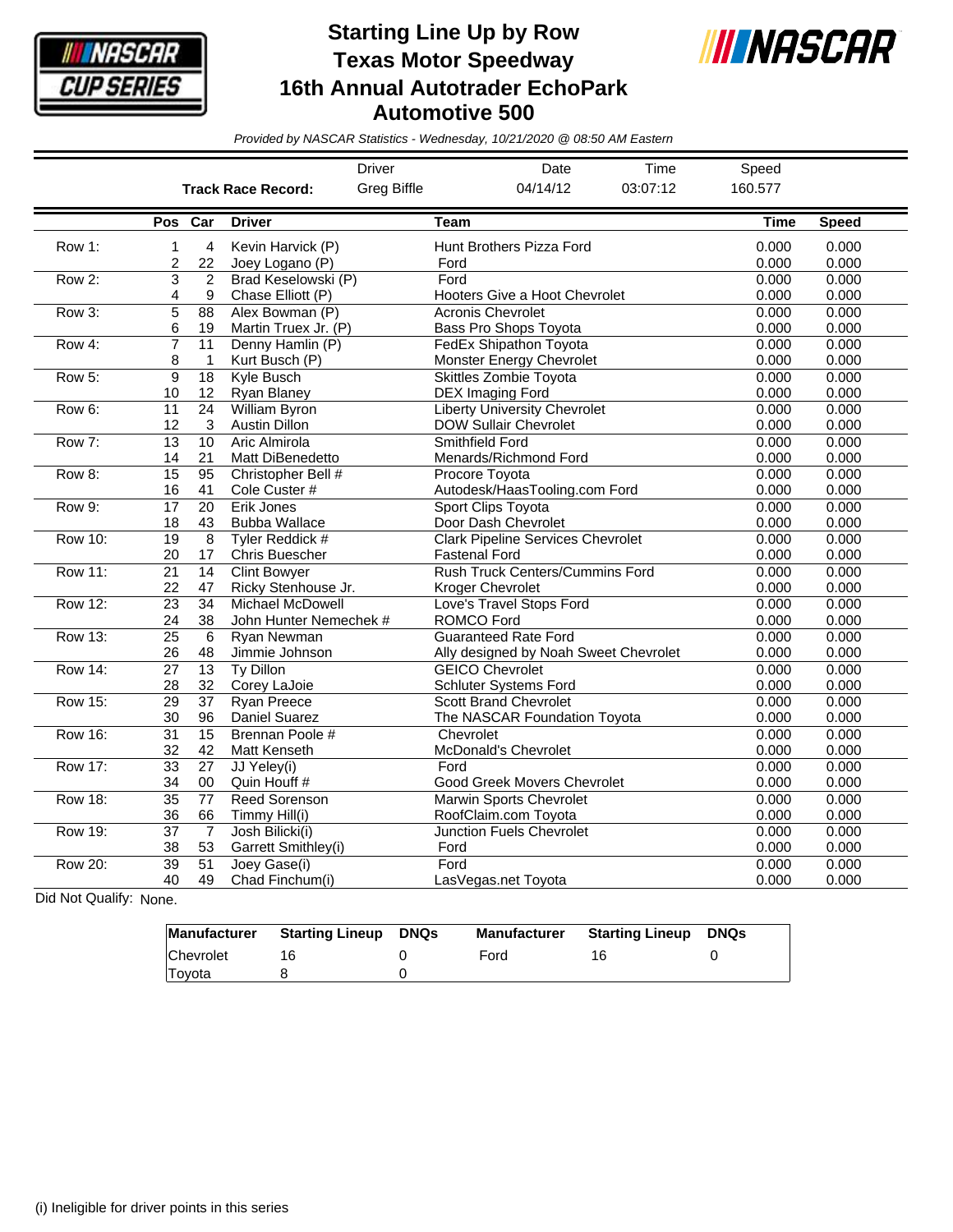# Starting Line Up by Row
# Texas Motor Speedway
# 16th Annual Autotrader EchoPark Automotive 500

*Provided by NASCAR Statistics - Wednesday, 10/21/2020 @ 08:50 AM Eastern*

| | Driver | Date | Time | Speed |
|---|---|---|---|---|
| **Track Race Record:** | Greg Biffle | 04/14/12 | 03:07:12 | 160.577 |

| | Pos | Car | Driver | Team | Time | Speed |
|---|---|---|---|---|---|---|
| Row 1: | 1 | 4 | Kevin Harvick (P) | Hunt Brothers Pizza Ford | 0.000 | 0.000 |
| | 2 | 22 | Joey Logano (P) | Ford | 0.000 | 0.000 |
| Row 2: | 3 | 2 | Brad Keselowski (P) | Ford | 0.000 | 0.000 |
| | 4 | 9 | Chase Elliott (P) | Hooters Give a Hoot Chevrolet | 0.000 | 0.000 |
| Row 3: | 5 | 88 | Alex Bowman (P) | Acronis Chevrolet | 0.000 | 0.000 |
| | 6 | 19 | Martin Truex Jr. (P) | Bass Pro Shops Toyota | 0.000 | 0.000 |
| Row 4: | 7 | 11 | Denny Hamlin (P) | FedEx Shipathon Toyota | 0.000 | 0.000 |
| | 8 | 1 | Kurt Busch (P) | Monster Energy Chevrolet | 0.000 | 0.000 |
| Row 5: | 9 | 18 | Kyle Busch | Skittles Zombie Toyota | 0.000 | 0.000 |
| | 10 | 12 | Ryan Blaney | DEX Imaging Ford | 0.000 | 0.000 |
| Row 6: | 11 | 24 | William Byron | Liberty University Chevrolet | 0.000 | 0.000 |
| | 12 | 3 | Austin Dillon | DOW Sullair Chevrolet | 0.000 | 0.000 |
| Row 7: | 13 | 10 | Aric Almirola | Smithfield Ford | 0.000 | 0.000 |
| | 14 | 21 | Matt DiBenedetto | Menards/Richmond Ford | 0.000 | 0.000 |
| Row 8: | 15 | 95 | Christopher Bell # | Procore Toyota | 0.000 | 0.000 |
| | 16 | 41 | Cole Custer # | Autodesk/HaasTooling.com Ford | 0.000 | 0.000 |
| Row 9: | 17 | 20 | Erik Jones | Sport Clips Toyota | 0.000 | 0.000 |
| | 18 | 43 | Bubba Wallace | Door Dash Chevrolet | 0.000 | 0.000 |
| Row 10: | 19 | 8 | Tyler Reddick # | Clark Pipeline Services Chevrolet | 0.000 | 0.000 |
| | 20 | 17 | Chris Buescher | Fastenal Ford | 0.000 | 0.000 |
| Row 11: | 21 | 14 | Clint Bowyer | Rush Truck Centers/Cummins Ford | 0.000 | 0.000 |
| | 22 | 47 | Ricky Stenhouse Jr. | Kroger Chevrolet | 0.000 | 0.000 |
| Row 12: | 23 | 34 | Michael McDowell | Love's Travel Stops Ford | 0.000 | 0.000 |
| | 24 | 38 | John Hunter Nemechek # | ROMCO Ford | 0.000 | 0.000 |
| Row 13: | 25 | 6 | Ryan Newman | Guaranteed Rate Ford | 0.000 | 0.000 |
| | 26 | 48 | Jimmie Johnson | Ally designed by Noah Sweet Chevrolet | 0.000 | 0.000 |
| Row 14: | 27 | 13 | Ty Dillon | GEICO Chevrolet | 0.000 | 0.000 |
| | 28 | 32 | Corey LaJoie | Schluter Systems Ford | 0.000 | 0.000 |
| Row 15: | 29 | 37 | Ryan Preece | Scott Brand Chevrolet | 0.000 | 0.000 |
| | 30 | 96 | Daniel Suarez | The NASCAR Foundation Toyota | 0.000 | 0.000 |
| Row 16: | 31 | 15 | Brennan Poole # | Chevrolet | 0.000 | 0.000 |
| | 32 | 42 | Matt Kenseth | McDonald's Chevrolet | 0.000 | 0.000 |
| Row 17: | 33 | 27 | JJ Yeley(i) | Ford | 0.000 | 0.000 |
| | 34 | 00 | Quin Houff # | Good Greek Movers Chevrolet | 0.000 | 0.000 |
| Row 18: | 35 | 77 | Reed Sorenson | Marwin Sports Chevrolet | 0.000 | 0.000 |
| | 36 | 66 | Timmy Hill(i) | RoofClaim.com Toyota | 0.000 | 0.000 |
| Row 19: | 37 | 7 | Josh Bilicki(i) | Junction Fuels Chevrolet | 0.000 | 0.000 |
| | 38 | 53 | Garrett Smithley(i) | Ford | 0.000 | 0.000 |
| Row 20: | 39 | 51 | Joey Gase(i) | Ford | 0.000 | 0.000 |
| | 40 | 49 | Chad Finchum(i) | LasVegas.net Toyota | 0.000 | 0.000 |

Did Not Qualify: None.

| Manufacturer | Starting Lineup | DNQs | Manufacturer | Starting Lineup | DNQs |
|---|---|---|---|---|---|
| Chevrolet | 16 | 0 | Ford | 16 | 0 |
| Toyota | 8 | 0 | | | |

(i) Ineligible for driver points in this series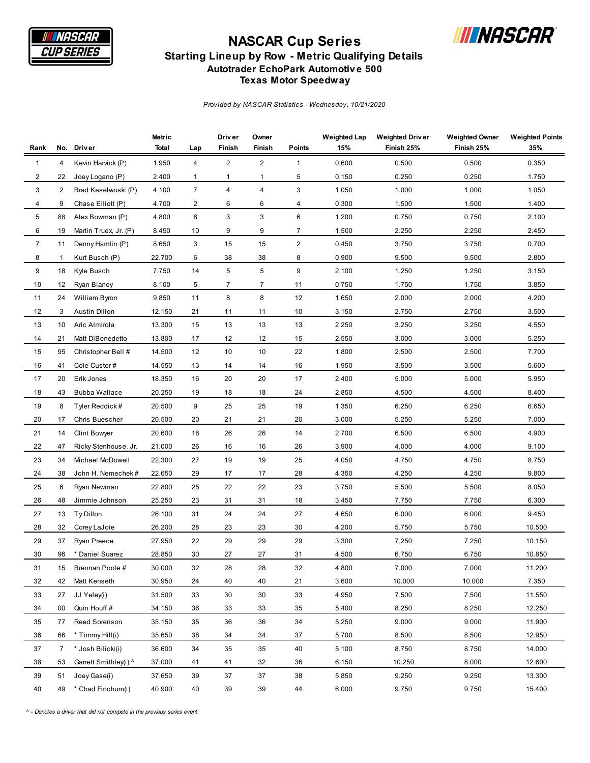# NASCAR Cup Series
## Starting Lineup by Row - Metric Qualifying Details
### Autotrader EchoPark Automotive 500
### Texas Motor Speedway

*Provided by NASCAR Statistics - Wednesday, 10/21/2020*

| Rank | No. | Driver | Metric Total | Lap | Driver Finish | Owner Finish | Points | Weighted Lap 15% | Weighted Driver Finish 25% | Weighted Owner Finish 25% | Weighted Points 35% |
|---|---|---|---|---|---|---|---|---|---|---|---|
| 1 | 4 | Kevin Harvick (P) | 1.950 | 4 | 2 | 2 | 1 | 0.600 | 0.500 | 0.500 | 0.350 |
| 2 | 22 | Joey Logano (P) | 2.400 | 1 | 1 | 1 | 5 | 0.150 | 0.250 | 0.250 | 1.750 |
| 3 | 2 | Brad Keselowski (P) | 4.100 | 7 | 4 | 4 | 3 | 1.050 | 1.000 | 1.000 | 1.050 |
| 4 | 9 | Chase Elliott (P) | 4.700 | 2 | 6 | 6 | 4 | 0.300 | 1.500 | 1.500 | 1.400 |
| 5 | 88 | Alex Bowman (P) | 4.800 | 8 | 3 | 3 | 6 | 1.200 | 0.750 | 0.750 | 2.100 |
| 6 | 19 | Martin Truex, Jr. (P) | 8.450 | 10 | 9 | 9 | 7 | 1.500 | 2.250 | 2.250 | 2.450 |
| 7 | 11 | Denny Hamlin (P) | 8.650 | 3 | 15 | 15 | 2 | 0.450 | 3.750 | 3.750 | 0.700 |
| 8 | 1 | Kurt Busch (P) | 22.700 | 6 | 38 | 38 | 8 | 0.900 | 9.500 | 9.500 | 2.800 |
| 9 | 18 | Kyle Busch | 7.750 | 14 | 5 | 5 | 9 | 2.100 | 1.250 | 1.250 | 3.150 |
| 10 | 12 | Ryan Blaney | 8.100 | 5 | 7 | 7 | 11 | 0.750 | 1.750 | 1.750 | 3.850 |
| 11 | 24 | William Byron | 9.850 | 11 | 8 | 8 | 12 | 1.650 | 2.000 | 2.000 | 4.200 |
| 12 | 3 | Austin Dillon | 12.150 | 21 | 11 | 11 | 10 | 3.150 | 2.750 | 2.750 | 3.500 |
| 13 | 10 | Aric Almirola | 13.300 | 15 | 13 | 13 | 13 | 2.250 | 3.250 | 3.250 | 4.550 |
| 14 | 21 | Matt DiBenedetto | 13.800 | 17 | 12 | 12 | 15 | 2.550 | 3.000 | 3.000 | 5.250 |
| 15 | 95 | Christopher Bell # | 14.500 | 12 | 10 | 10 | 22 | 1.800 | 2.500 | 2.500 | 7.700 |
| 16 | 41 | Cole Custer # | 14.550 | 13 | 14 | 14 | 16 | 1.950 | 3.500 | 3.500 | 5.600 |
| 17 | 20 | Erik Jones | 18.350 | 16 | 20 | 20 | 17 | 2.400 | 5.000 | 5.000 | 5.950 |
| 18 | 43 | Bubba Wallace | 20.250 | 19 | 18 | 18 | 24 | 2.850 | 4.500 | 4.500 | 8.400 |
| 19 | 8 | Tyler Reddick # | 20.500 | 9 | 25 | 25 | 19 | 1.350 | 6.250 | 6.250 | 6.650 |
| 20 | 17 | Chris Buescher | 20.500 | 20 | 21 | 21 | 20 | 3.000 | 5.250 | 5.250 | 7.000 |
| 21 | 14 | Clint Bowyer | 20.600 | 18 | 26 | 26 | 14 | 2.700 | 6.500 | 6.500 | 4.900 |
| 22 | 47 | Ricky Stenhouse, Jr. | 21.000 | 26 | 16 | 16 | 26 | 3.900 | 4.000 | 4.000 | 9.100 |
| 23 | 34 | Michael McDowell | 22.300 | 27 | 19 | 19 | 25 | 4.050 | 4.750 | 4.750 | 8.750 |
| 24 | 38 | John H. Nemechek # | 22.650 | 29 | 17 | 17 | 28 | 4.350 | 4.250 | 4.250 | 9.800 |
| 25 | 6 | Ryan Newman | 22.800 | 25 | 22 | 22 | 23 | 3.750 | 5.500 | 5.500 | 8.050 |
| 26 | 48 | Jimmie Johnson | 25.250 | 23 | 31 | 31 | 18 | 3.450 | 7.750 | 7.750 | 6.300 |
| 27 | 13 | Ty Dillon | 26.100 | 31 | 24 | 24 | 27 | 4.650 | 6.000 | 6.000 | 9.450 |
| 28 | 32 | Corey LaJoie | 26.200 | 28 | 23 | 23 | 30 | 4.200 | 5.750 | 5.750 | 10.500 |
| 29 | 37 | Ryan Preece | 27.950 | 22 | 29 | 29 | 29 | 3.300 | 7.250 | 7.250 | 10.150 |
| 30 | 96 | * Daniel Suarez | 28.850 | 30 | 27 | 27 | 31 | 4.500 | 6.750 | 6.750 | 10.850 |
| 31 | 15 | Brennan Poole # | 30.000 | 32 | 28 | 28 | 32 | 4.800 | 7.000 | 7.000 | 11.200 |
| 32 | 42 | Matt Kenseth | 30.950 | 24 | 40 | 40 | 21 | 3.600 | 10.000 | 10.000 | 7.350 |
| 33 | 27 | JJ Yeley(i) | 31.500 | 33 | 30 | 30 | 33 | 4.950 | 7.500 | 7.500 | 11.550 |
| 34 | 00 | Quin Houff # | 34.150 | 36 | 33 | 33 | 35 | 5.400 | 8.250 | 8.250 | 12.250 |
| 35 | 77 | Reed Sorenson | 35.150 | 35 | 36 | 36 | 34 | 5.250 | 9.000 | 9.000 | 11.900 |
| 36 | 66 | * Timmy Hill(i) | 35.650 | 38 | 34 | 34 | 37 | 5.700 | 8.500 | 8.500 | 12.950 |
| 37 | 7 | * Josh Bilicki(i) | 36.600 | 34 | 35 | 35 | 40 | 5.100 | 8.750 | 8.750 | 14.000 |
| 38 | 53 | Garrett Smithley(i) ^ | 37.000 | 41 | 41 | 32 | 36 | 6.150 | 10.250 | 8.000 | 12.600 |
| 39 | 51 | Joey Gase(i) | 37.650 | 39 | 37 | 37 | 38 | 5.850 | 9.250 | 9.250 | 13.300 |
| 40 | 49 | * Chad Finchum(i) | 40.900 | 40 | 39 | 39 | 44 | 6.000 | 9.750 | 9.750 | 15.400 |

*^ - Denotes a driver that did not compete in the previous series event.*